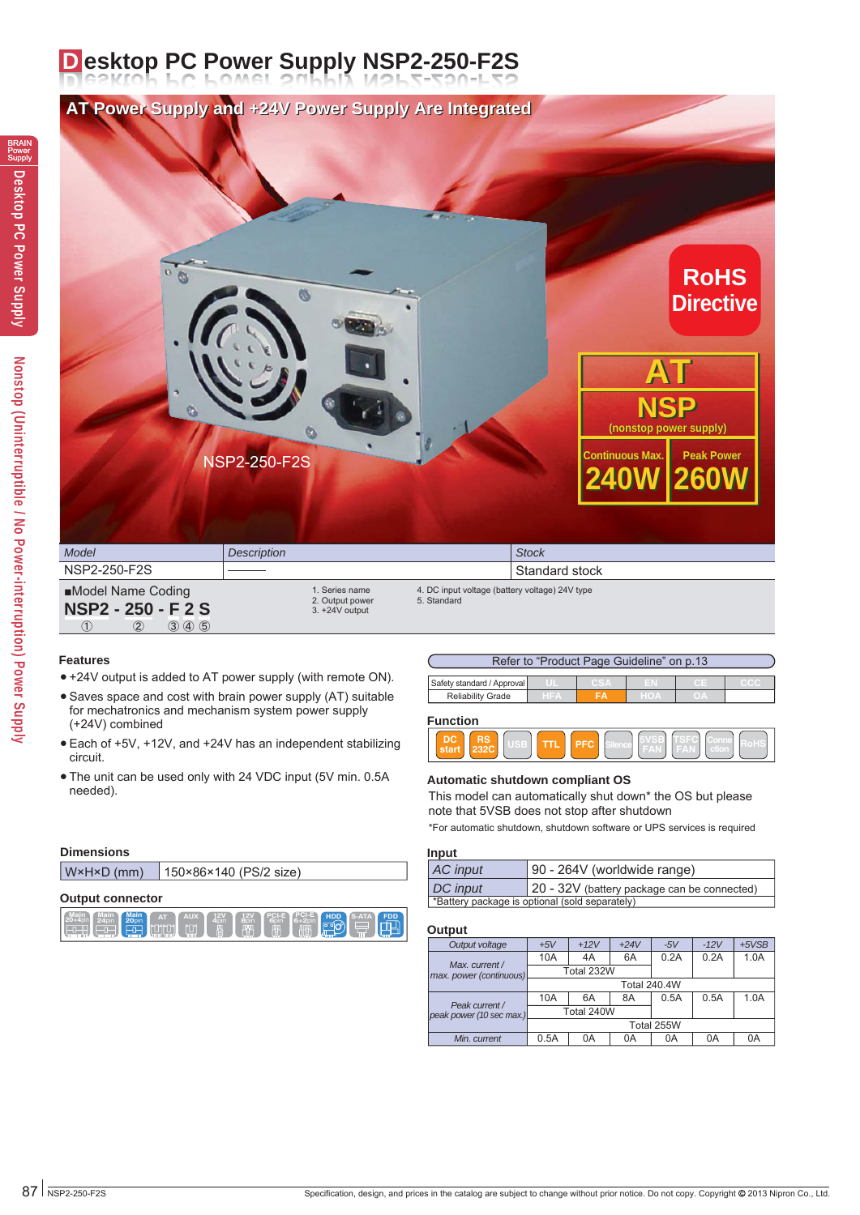# Desktop PC Power Supply NSP2-250-F2S

## AT Power Supply and +24V Power Supply Are Integrated

NSP2-250-F2S

RoHS Directive

AT
NSP (nonstop power supply)
Continuous Max. 240W | Peak Power 260W

| Model | Description | Stock |
|---|---|---|
| NSP2-250-F2S | —— | Standard stock |

■Model Name Coding

**NSP2 - 250 - F 2 S**
① ② ③ ④ ⑤

1. Series name
2. Output power
3. +24V output
4. DC input voltage (battery voltage) 24V type
5. Standard

### Features

- +24V output is added to AT power supply (with remote ON).
- Saves space and cost with brain power supply (AT) suitable for mechatronics and mechanism system power supply (+24V) combined
- Each of +5V, +12V, and +24V has an independent stabilizing circuit.
- The unit can be used only with 24 VDC input (5V min. 0.5A needed).

### Dimensions

| W×H×D (mm) | 150×86×140 (PS/2 size) |
|---|---|

### Output connector

Main 20+4pin, Main 24pin, Main 20pin, AT, AUX, 12V 4pin, 12V 8pin, PCI-E 6pin, PCI-E 6+2pin, HDD, S-ATA, FDD

Refer to "Product Page Guideline" on p.13

| Safety standard / Approval | UL | CSA | EN | CE | CCC |
|---|---|---|---|---|---|
| Reliability Grade | HFA | FA | HOA | OA | |

### Function

DC start, RS 232C, USB, TTL, PFC, Silence, 5VSB FAN, TSFC FAN, Connection, RoHS

### Automatic shutdown compliant OS

This model can automatically shut down* the OS but please note that 5VSB does not stop after shutdown

*For automatic shutdown, shutdown software or UPS services is required

### Input

| AC input | 90 - 264V (worldwide range) |
|---|---|
| DC input | 20 - 32V (battery package can be connected) |

*Battery package is optional (sold separately)

### Output

| Output voltage | +5V | +12V | +24V | -5V | -12V | +5VSB |
|---|---|---|---|---|---|---|
| Max. current / max. power (continuous) | 10A | 4A | 6A | 0.2A | 0.2A | 1.0A |
| | Total 232W | | | | | |
| | Total 240.4W | | | | | |
| Peak current / peak power (10 sec max.) | 10A | 6A | 8A | 0.5A | 0.5A | 1.0A |
| | Total 240W | | | | | |
| | Total 255W | | | | | |
| Min. current | 0.5A | 0A | 0A | 0A | 0A | 0A |

Specification, design, and prices in the catalog are subject to change without prior notice. Do not copy. Copyright © 2013 Nipron Co., Ltd.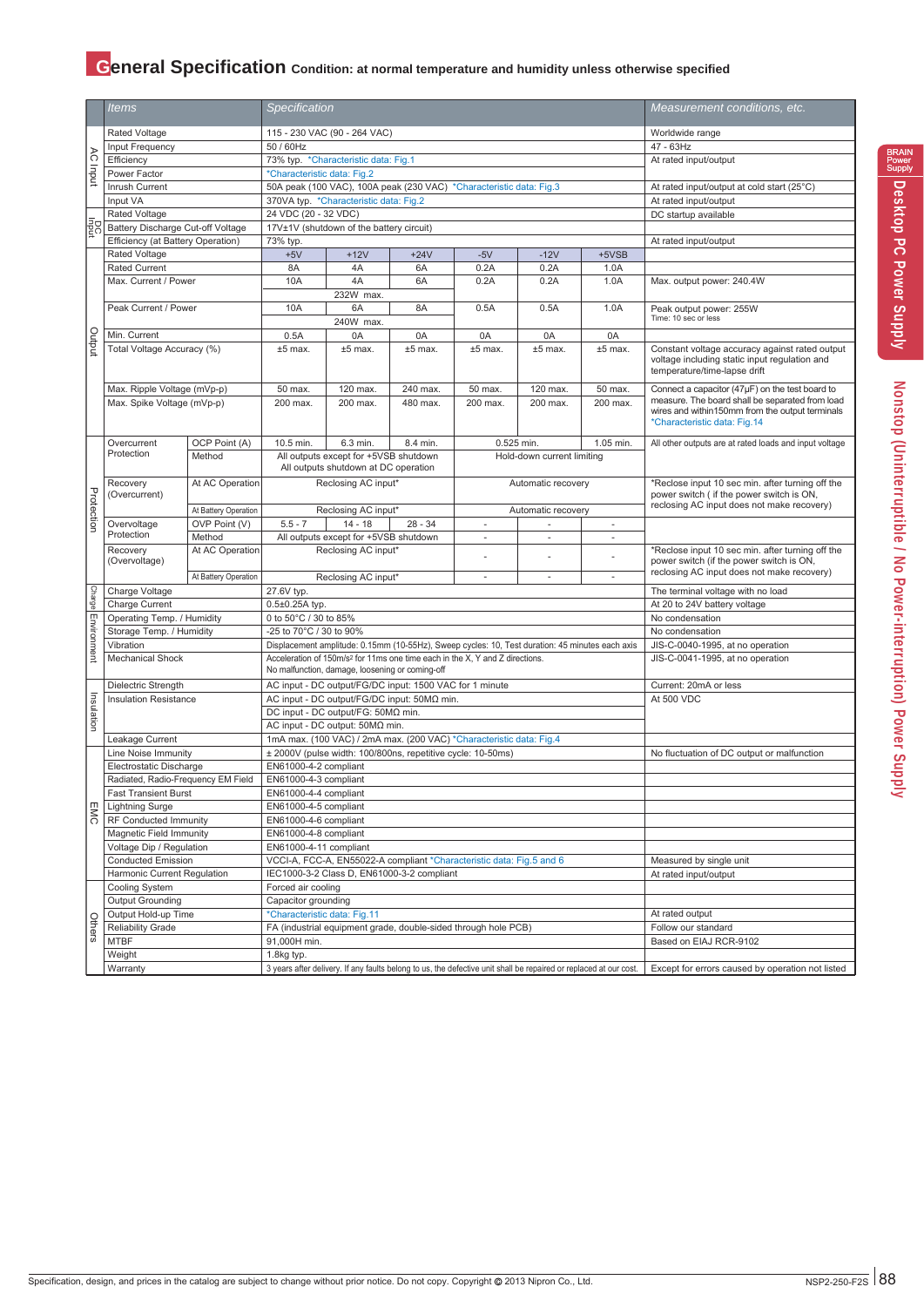# General Specification Condition: at normal temperature and humidity unless otherwise specified

| | Items | | Specification | | | | | | Measurement conditions, etc. |
|---|---|---|---|---|---|---|---|---|---|
| AC Input | Rated Voltage | | 115 - 230 VAC (90 - 264 VAC) | | | | | | Worldwide range |
| | Input Frequency | | 50 / 60Hz | | | | | | 47 - 63Hz |
| | Efficiency | | 73% typ. *Characteristic data: Fig.1 | | | | | | At rated input/output |
| | Power Factor | | *Characteristic data: Fig.2 | | | | | | |
| | Inrush Current | | 50A peak (100 VAC), 100A peak (230 VAC) *Characteristic data: Fig.3 | | | | | | At rated input/output at cold start (25°C) |
| | Input VA | | 370VA typ. *Characteristic data: Fig.2 | | | | | | At rated input/output |
| DC Input | Rated Voltage | | 24 VDC (20 - 32 VDC) | | | | | | DC startup available |
| | Battery Discharge Cut-off Voltage | | 17V±1V (shutdown of the battery circuit) | | | | | | |
| | Efficiency (at Battery Operation) | | 73% typ. | | | | | | At rated input/output |
| Output | Rated Voltage | | +5V | +12V | +24V | -5V | -12V | +5VSB | |
| | Rated Current | | 8A | 4A | 6A | 0.2A | 0.2A | 1.0A | |
| | Max. Current / Power | | 10A | 4A | 6A | 0.2A | 0.2A | 1.0A | Max. output power: 240.4W |
| | | | 232W max. | | | | | | |
| | Peak Current / Power | | 10A | 6A | 8A | 0.5A | 0.5A | 1.0A | Peak output power: 255W Time: 10 sec or less |
| | | | 240W max. | | | | | | |
| | Min. Current | | 0.5A | 0A | 0A | 0A | 0A | 0A | |
| | Total Voltage Accuracy (%) | | ±5 max. | ±5 max. | ±5 max. | ±5 max. | ±5 max. | ±5 max. | Constant voltage accuracy against rated output voltage including static input regulation and temperature/time-lapse drift |
| | Max. Ripple Voltage (mVp-p) | | 50 max. | 120 max. | 240 max. | 50 max. | 120 max. | 50 max. | Connect a capacitor (47μF) on the test board to measure. The board shall be separated from load wires and within150mm from the output terminals *Characteristic data: Fig.14 |
| | Max. Spike Voltage (mVp-p) | | 200 max. | 200 max. | 480 max. | 200 max. | 200 max. | 200 max. | |
| Protection | Overcurrent Protection | OCP Point (A) | 10.5 min. | 6.3 min. | 8.4 min. | 0.525 min. | | 1.05 min. | All other outputs are at rated loads and input voltage |
| | | Method | All outputs except for +5VSB shutdown All outputs shutdown at DC operation | | | Hold-down current limiting | | | |
| | Recovery (Overcurrent) | At AC Operation | Reclosing AC input* | | | Automatic recovery | | | *Reclose input 10 sec min. after turning off the power switch ( if the power switch is ON, reclosing AC input does not make recovery) |
| | | At Battery Operation | Reclosing AC input* | | | Automatic recovery | | | |
| | Overvoltage Protection | OVP Point (V) | 5.5 - 7 | 14 - 18 | 28 - 34 | - | - | - | |
| | | Method | All outputs except for +5VSB shutdown | | | - | - | - | |
| | Recovery (Overvoltage) | At AC Operation | Reclosing AC input* | | | - | - | - | *Reclose input 10 sec min. after turning off the power switch (if the power switch is ON, reclosing AC input does not make recovery) |
| | | At Battery Operation | Reclosing AC input* | | | - | - | - | |
| Charge | Charge Voltage | | 27.6V typ. | | | | | | The terminal voltage with no load |
| | Charge Current | | 0.5±0.25A typ. | | | | | | At 20 to 24V battery voltage |
| Environment | Operating Temp. / Humidity | | 0 to 50°C / 30 to 85% | | | | | | No condensation |
| | Storage Temp. / Humidity | | -25 to 70°C / 30 to 90% | | | | | | No condensation |
| | Vibration | | Displacement amplitude: 0.15mm (10-55Hz), Sweep cycles: 10, Test duration: 45 minutes each axis | | | | | | JIS-C-0040-1995, at no operation |
| | Mechanical Shock | | Acceleration of 150m/s² for 11ms one time each in the X, Y and Z directions. No malfunction, damage, loosening or coming-off | | | | | | JIS-C-0041-1995, at no operation |
| Insulation | Dielectric Strength | | AC input - DC output/FG/DC input: 1500 VAC for 1 minute | | | | | | Current: 20mA or less |
| | Insulation Resistance | | AC input - DC output/FG/DC input: 50MΩ min. | | | | | | At 500 VDC |
| | | | DC input - DC output/FG: 50MΩ min. | | | | | | |
| | | | AC input - DC output: 50MΩ min. | | | | | | |
| | Leakage Current | | 1mA max. (100 VAC) / 2mA max. (200 VAC) *Characteristic data: Fig.4 | | | | | | |
| EMC | Line Noise Immunity | | ± 2000V (pulse width: 100/800ns, repetitive cycle: 10-50ms) | | | | | | No fluctuation of DC output or malfunction |
| | Electrostatic Discharge | | EN61000-4-2 compliant | | | | | | |
| | Radiated, Radio-Frequency EM Field | | EN61000-4-3 compliant | | | | | | |
| | Fast Transient Burst | | EN61000-4-4 compliant | | | | | | |
| | Lightning Surge | | EN61000-4-5 compliant | | | | | | |
| | RF Conducted Immunity | | EN61000-4-6 compliant | | | | | | |
| | Magnetic Field Immunity | | EN61000-4-8 compliant | | | | | | |
| | Voltage Dip / Regulation | | EN61000-4-11 compliant | | | | | | |
| | Conducted Emission | | VCCI-A, FCC-A, EN55022-A compliant *Characteristic data: Fig.5 and 6 | | | | | | Measured by single unit |
| | Harmonic Current Regulation | | IEC1000-3-2 Class D, EN61000-3-2 compliant | | | | | | At rated input/output |
| Others | Cooling System | | Forced air cooling | | | | | | |
| | Output Grounding | | Capacitor grounding | | | | | | |
| | Output Hold-up Time | | *Characteristic data: Fig.11 | | | | | | At rated output |
| | Reliability Grade | | FA (industrial equipment grade, double-sided through hole PCB) | | | | | | Follow our standard |
| | MTBF | | 91,000H min. | | | | | | Based on EIAJ RCR-9102 |
| | Weight | | 1.8kg typ. | | | | | | |
| | Warranty | | 3 years after delivery. If any faults belong to us, the defective unit shall be repaired or replaced at our cost. | | | | | | Except for errors caused by operation not listed |

Specification, design, and prices in the catalog are subject to change without prior notice. Do not copy. Copyright © 2013 Nipron Co., Ltd.

NSP2-250-F2S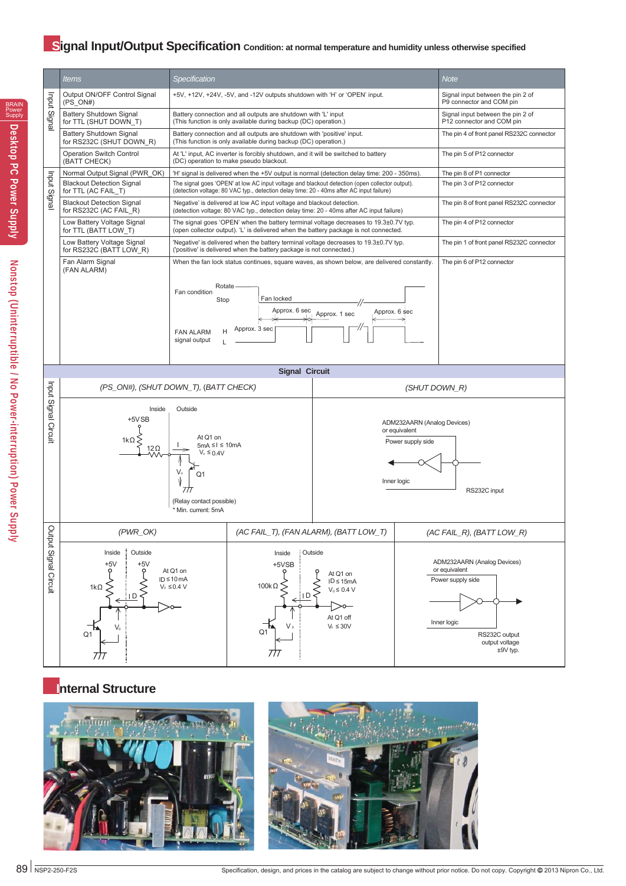# Signal Input/Output Specification Condition: at normal temperature and humidity unless otherwise specified

| | Items | Specification | Note |
|---|---|---|---|
| Input Signal | Output ON/OFF Control Signal (PS_ON#) | +5V, +12V, +24V, -5V, and -12V outputs shutdown with 'H' or 'OPEN' input. | Signal input between the pin 2 of P9 connector and COM pin |
| | Battery Shutdown Signal for TTL (SHUT DOWN_T) | Battery connection and all outputs are shutdown with 'L' input (This function is only available during backup (DC) operation.) | Signal input between the pin 2 of P12 connector and COM pin |
| | Battery Shutdown Signal for RS232C (SHUT DOWN_R) | Battery connection and all outputs are shutdown with 'positive' input. (This function is only available during backup (DC) operation.) | The pin 4 of front panel RS232C connector |
| | Operation Switch Control (BATT CHECK) | At 'L' input, AC inverter is forcibly shutdown, and it will be switched to battery (DC) operation to make pseudo blackout. | The pin 5 of P12 connector |
| Input Signal | Normal Output Signal (PWR_OK) | 'H' signal is delivered when the +5V output is normal (detection delay time: 200 - 350ms). | The pin 8 of P1 connector |
| | Blackout Detection Signal for TTL (AC FAIL_T) | The signal goes 'OPEN' at low AC input voltage and blackout detection (open collector output). (detection voltage: 80 VAC typ., detection delay time: 20 - 40ms after AC input failure) | The pin 3 of P12 connector |
| | Blackout Detection Signal for RS232C (AC FAIL_R) | 'Negative' is delivered at low AC input voltage and blackout detection. (detection voltage: 80 VAC typ., detection delay time: 20 - 40ms after AC input failure) | The pin 8 of front panel RS232C connector |
| | Low Battery Voltage Signal for TTL (BATT LOW_T) | The signal goes 'OPEN' when the battery terminal voltage decreases to 19.3±0.7V typ. (open collector output). 'L' is delivered when the battery package is not connected. | The pin 4 of P12 connector |
| | Low Battery Voltage Signal for RS232C (BATT LOW_R) | 'Negative' is delivered when the battery terminal voltage decreases to 19.3±0.7V typ. ('positive' is delivered when the battery package is not connected.) | The pin 1 of front panel RS232C connector |
| | Fan Alarm Signal (FAN ALARM) | When the fan lock status continues, square waves, as shown below, are delivered constantly. (Fan condition: Rotate / Stop, Fan locked; FAN ALARM signal output: H / L; Approx. 3 sec, Approx. 6 sec, Approx. 1 sec, Approx. 6 sec) | The pin 6 of P12 connector |

## Signal Circuit

**Input Signal Circuit**

(PS_ON#), (SHUT DOWN_T), (BATT CHECK): Inside / Outside, +5VSB, 1kΩ, 12Ω, I, At Q1 on 5mA ≤ I ≤ 10mA, $V_o$ ≤ 0.4V, $V_o$, Q1 (Relay contact possible) * Min. current: 5mA

(SHUT DOWN_R): ADM232AARN (Analog Devices) or equivalent, Power supply side, Inner logic, RS232C input

**Output Signal Circuit**

(PWR_OK): Inside / Outside, +5V, +5V, 1kΩ, ID, At Q1 on ID ≤ 10 mA $V_o$ ≤ 0.4 V, Q1, $V_o$

(AC FAIL_T), (FAN ALARM), (BATT LOW_T): Inside / Outside, +5VSB, 100kΩ, ID, At Q1 on ID ≤ 15mA $V_o$ ≤ 0.4 V, At Q1 off $V_o$ ≤ 30V, Q1, $V_o$

(AC FAIL_R), (BATT LOW_R): ADM232AARN (Analog Devices) or equivalent, Power supply side, Inner logic, RS232C output output voltage ±9V typ.

# Internal Structure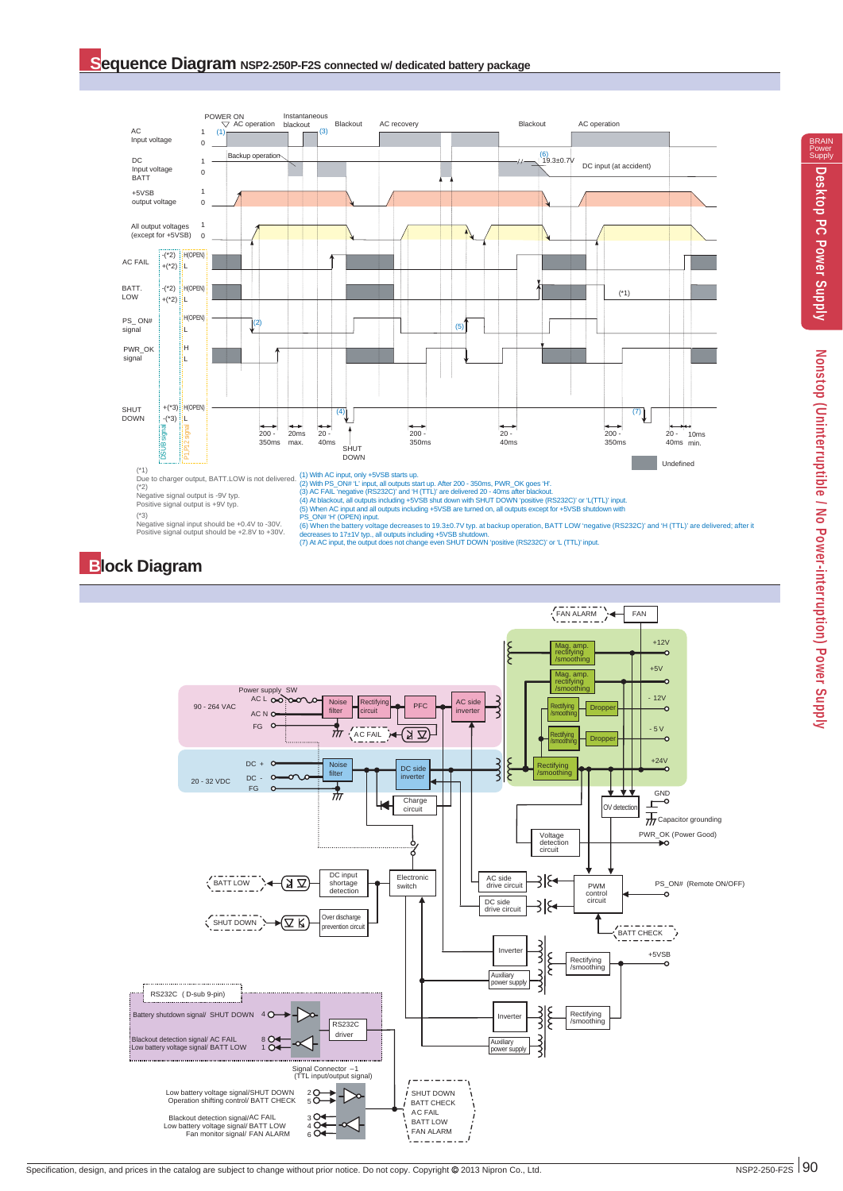## Sequence Diagram NSP2-250P-F2S connected w/ dedicated battery package

(*1)
Due to charger output, BATT.LOW is not delivered.
(*2)
Negative signal output is -9V typ.
Positive signal output is +9V typ.
(*3)
Negative signal input should be +0.4V to -30V.
Positive signal output should be +2.8V to +30V.

(1) With AC input, only +5VSB starts up.
(2) With PS_ON# 'L' input, all outputs start up. After 200 - 350ms, PWR_OK goes 'H'.
(3) AC FAIL 'negative (RS232C)' and 'H (TTL)' are delivered 20 - 40ms after blackout.
(4) At blackout, all outputs including +5VSB shut down with SHUT DOWN 'positive (RS232C)' or 'L(TTL)' input.
(5) When AC input and all outputs including +5VSB are turned on, all outputs except for +5VSB shutdown with PS_ON# 'H' (OPEN) input.
(6) When the battery voltage decreases to 19.3±0.7V typ. at backup operation, BATT LOW 'negative (RS232C)' and 'H (TTL)' are delivered; after it decreases to 17±1V typ., all outputs including +5VSB shutdown.
(7) At AC input, the output does not change even SHUT DOWN 'positive (RS232C)' or 'L (TTL)' input.

## Block Diagram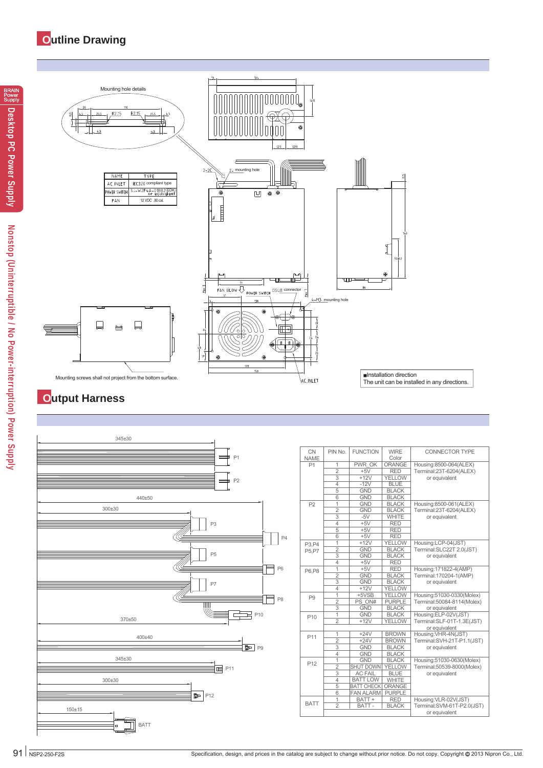## Outline Drawing

Mounting hole details

| NAME | TYPE |
|---|---|
| AC INLET | IEC320 compliant type |
| POWER SWITCH | SJ-W2F4A-01B82(EDK) or equivalent |
| FAN | 12 VDC 80 cal. |

2-2C 2-mounting hole

FAN BLOW POWER SWITCH DSUB connector

4-M3 mounting hole

AC INLET

Mounting screws shall not project from the bottom surface.

■Installation direction
The unit can be installed in any directions.

## Output Harness

| CN NAME | PIN No. | FUNCTION | WIRE Color | CONNECTOR TYPE |
|---|---|---|---|---|
| P1 | 1 | PWR_OK | ORANGE | Housing:8500-064(ALEX) Terminal:23T-6204(ALEX) or equivalent |
| | 2 | +5V | RED | |
| | 3 | +12V | YELLOW | |
| | 4 | -12V | BLUE | |
| | 5 | GND | BLACK | |
| | 6 | GND | BLACK | |
| P2 | 1 | GND | BLACK | Housing:8500-061(ALEX) Terminal:23T-6204(ALEX) or equivalent |
| | 2 | GND | BLACK | |
| | 3 | -5V | WHITE | |
| | 4 | +5V | RED | |
| | 5 | +5V | RED | |
| | 6 | +5V | RED | |
| P3,P4 P5,P7 | 1 | +12V | YELLOW | Housing:LCP-04(JST) Terminal:SLC22T 2.0(JST) or equivalent |
| | 2 | GND | BLACK | |
| | 3 | GND | BLACK | |
| | 4 | +5V | RED | |
| P6,P8 | 1 | +5V | RED | Housing:171822-4(AMP) Terminal:170204-1(AMP) or equivalent |
| | 2 | GND | BLACK | |
| | 3 | GND | BLACK | |
| | 4 | +12V | YELLOW | |
| P9 | 1 | +5VSB | YELLOW | Housing:51030-0330(Molex) Terminal:50084-8114(Molex) or equivalent |
| | 2 | PS_ON# | PURPLE | |
| | 3 | GND | BLACK | |
| P10 | 1 | GND | BLACK | Housing:ELP-02V(JST) Terminal:SLF-01T-1.3E(JST) or equivalent |
| | 2 | +12V | YELLOW | |
| P11 | 1 | +24V | BROWN | Housing:VHR-4N(JST) Terminal:SVH-21T-P1.1(JST) or equivalent |
| | 2 | +24V | BROWN | |
| | 3 | GND | BLACK | |
| | 4 | GND | BLACK | |
| P12 | 1 | GND | BLACK | Housing:51030-0630(Molex) Terminal:50539-8000(Molex) or equivalent |
| | 2 | SHUT DOWN | YELLOW | |
| | 3 | AC FAIL | BLUE | |
| | 4 | BATT LOW | WHITE | |
| | 5 | BATT CHECK | ORANGE | |
| | 6 | FAN ALARM | PURPLE | |
| BATT | 1 | BATT + | RED | Housing:VLR-02V(JST) Terminal:SVM-61T-P2.0(JST) or equivalent |
| | 2 | BATT - | BLACK | |

Cable lengths: P1, P2: 345±30; P3: 300±30; P4: 440±50; P10: 370±50; P9: 400±40; P11: 345±30; P12: 300±30; BATT: 150±15

NSP2-250-F2S

Specification, design, and prices in the catalog are subject to change without prior notice. Do not copy. Copyright © 2013 Nipron Co., Ltd.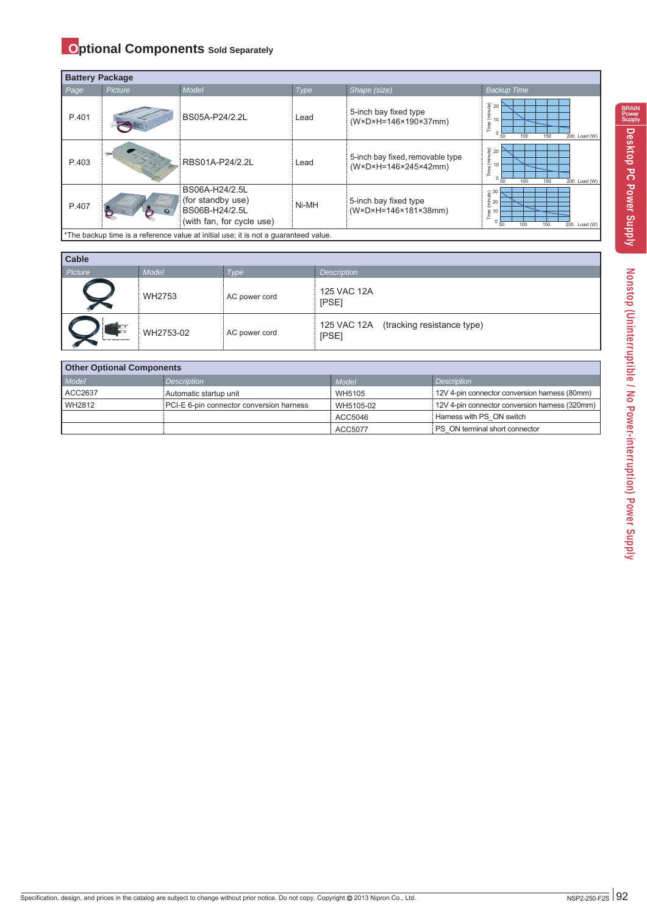# Optional Components Sold Separately

| Battery Package | | | | | |
|---|---|---|---|---|---|
| Page | Picture | Model | Type | Shape (size) | Backup Time |
| P.401 | | BS05A-P24/2.2L | Lead | 5-inch bay fixed type (W×D×H=146×190×37mm) | |
| P.403 | | RBS01A-P24/2.2L | Lead | 5-inch bay fixed, removable type (W×D×H=146×245×42mm) | |
| P.407 | | BS06A-H24/2.5L (for standby use) BS06B-H24/2.5L (with fan, for cycle use) | Ni-MH | 5-inch bay fixed type (W×D×H=146×181×38mm) | |

*The backup time is a reference value at initial use; it is not a guaranteed value.

| Cable | | | |
|---|---|---|---|
| Picture | Model | Type | Description |
| | WH2753 | AC power cord | 125 VAC 12A [PSE] |
| | WH2753-02 | AC power cord | 125 VAC 12A (tracking resistance type) [PSE] |

| Other Optional Components | | | |
|---|---|---|---|
| Model | Description | Model | Description |
| ACC2637 | Automatic startup unit | WH5105 | 12V 4-pin connector conversion harness (80mm) |
| WH2812 | PCI-E 6-pin connector conversion harness | WH5105-02 | 12V 4-pin connector conversion harness (320mm) |
| | | ACC5046 | Harness with PS_ON switch |
| | | ACC5077 | PS_ON terminal short connector |

Specification, design, and prices in the catalog are subject to change without prior notice. Do not copy. Copyright © 2013 Nipron Co., Ltd.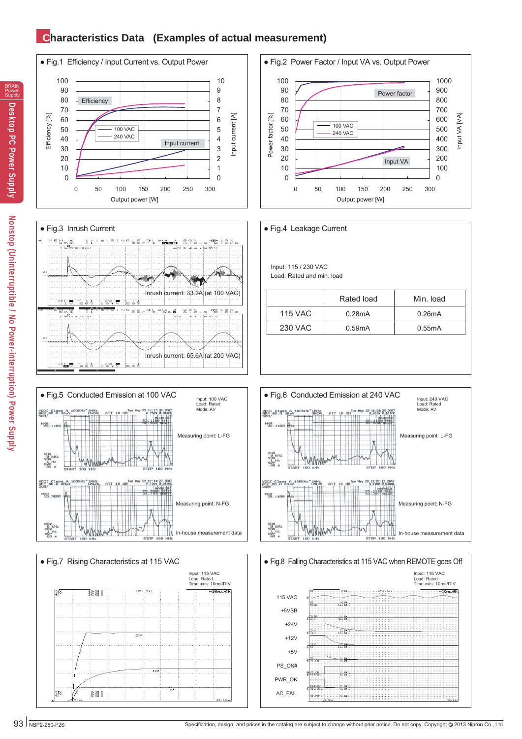# Characteristics Data (Examples of actual measurement)

● Fig.1 Efficiency / Input Current vs. Output Power

● Fig.2 Power Factor / Input VA vs. Output Power

● Fig.3 Inrush Current

Inrush current: 33.2A (at 100 VAC)

Inrush current: 65.6A (at 200 VAC)

● Fig.4 Leakage Current

Input: 115 / 230 VAC
Load: Rated and min. load

| | Rated load | Min. load |
|---|---|---|
| 115 VAC | 0.28mA | 0.26mA |
| 230 VAC | 0.59mA | 0.55mA |

● Fig.5 Conducted Emission at 100 VAC

Input: 100 VAC
Load: Rated
Mode: AV

Measuring point: L-FG

Measuring point: N-FG

In-house measurement data

● Fig.6 Conducted Emission at 240 VAC

Input: 240 VAC
Load: Rated
Mode: AV

Measuring point: L-FG

Measuring point: N-FG

In-house measurement data

● Fig.7 Rising Characteristics at 115 VAC

Input: 115 VAC
Load: Rated
Time axis: 10ms/DIV

● Fig.8 Falling Characteristics at 115 VAC when REMOTE goes Off

Input: 115 VAC
Load: Rated
Time axis: 10ms/DIV

115 VAC

+5VSB

+24V

+12V

+5V

PS_ON#

PWR_OK

AC_FAIL

NSP2-250-F2S

Specification, design, and prices in the catalog are subject to change without prior notice. Do not copy. Copyright © 2013 Nipron Co., Ltd.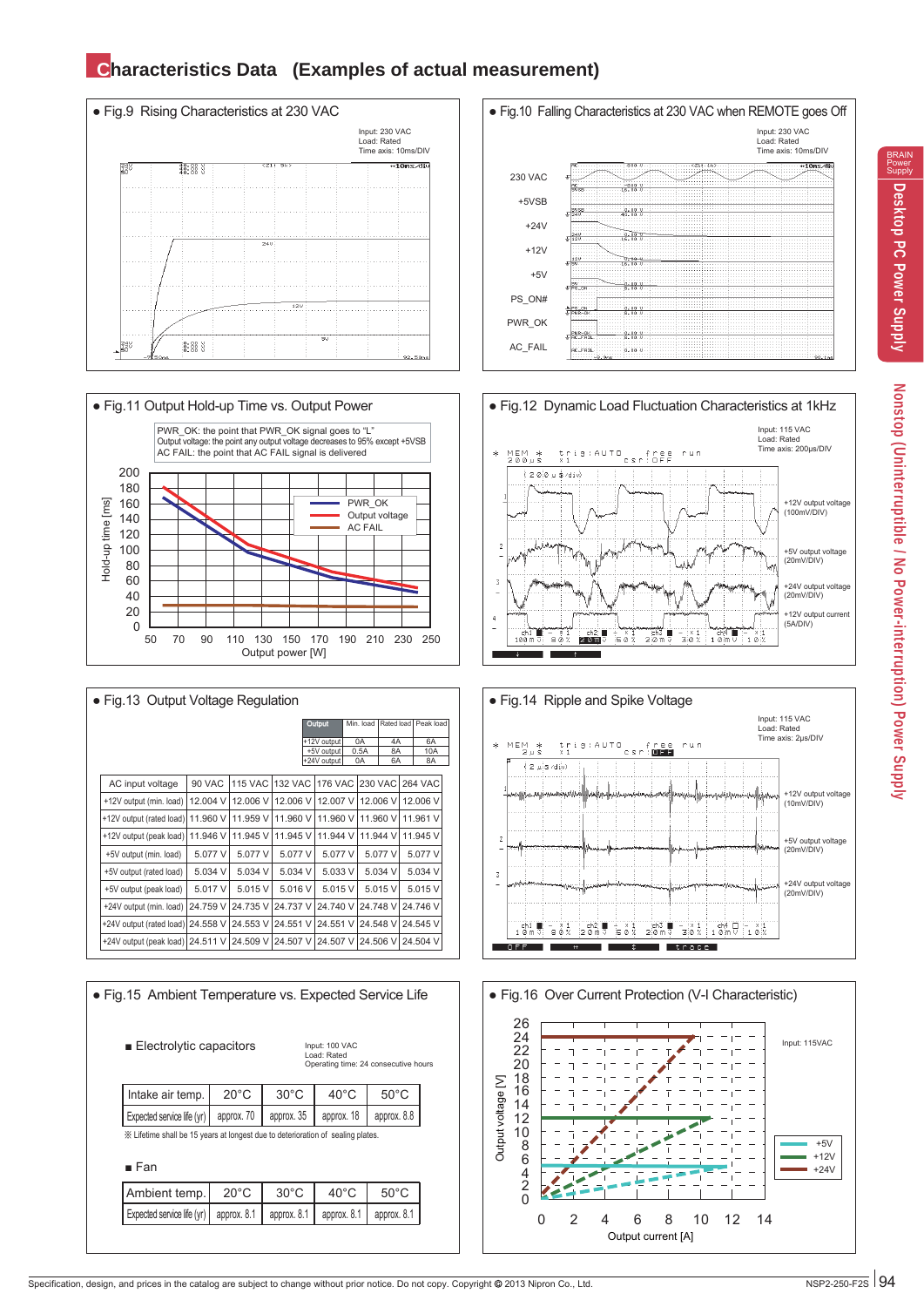# Characteristics Data (Examples of actual measurement)

## ● Fig.9 Rising Characteristics at 230 VAC

Input: 230 VAC
Load: Rated
Time axis: 10ms/DIV

## ● Fig.10 Falling Characteristics at 230 VAC when REMOTE goes Off

Input: 230 VAC
Load: Rated
Time axis: 10ms/DIV

230 VAC
+5VSB
+24V
+12V
+5V
PS_ON#
PWR_OK
AC_FAIL

## ● Fig.11 Output Hold-up Time vs. Output Power

PWR_OK: the point that PWR_OK signal goes to "L"
Output voltage: the point any output voltage decreases to 95% except +5VSB
AC FAIL: the point that AC FAIL signal is delivered

Hold-up time [ms]
200
180
160
140
120
100
80
60
40
20
0
50 70 90 110 130 150 170 190 210 230 250
Output power [W]

PWR_OK
Output voltage
AC FAIL

## ● Fig.12 Dynamic Load Fluctuation Characteristics at 1kHz

Input: 115 VAC
Load: Rated
Time axis: 200μs/DIV

+12V output voltage (100mV/DIV)
+5V output voltage (20mV/DIV)
+24V output voltage (20mV/DIV)
+12V output current (5A/DIV)

## ● Fig.13 Output Voltage Regulation

| Output | Min. load | Rated load | Peak load |
|---|---|---|---|
| +12V output | 0A | 4A | 6A |
| +5V output | 0.5A | 8A | 10A |
| +24V output | 0A | 6A | 8A |

| AC input voltage | 90 VAC | 115 VAC | 132 VAC | 176 VAC | 230 VAC | 264 VAC |
|---|---|---|---|---|---|---|
| +12V output (min. load) | 12.004 V | 12.006 V | 12.006 V | 12.007 V | 12.006 V | 12.006 V |
| +12V output (rated load) | 11.960 V | 11.959 V | 11.960 V | 11.960 V | 11.960 V | 11.961 V |
| +12V output (peak load) | 11.946 V | 11.945 V | 11.945 V | 11.944 V | 11.944 V | 11.945 V |
| +5V output (min. load) | 5.077 V | 5.077 V | 5.077 V | 5.077 V | 5.077 V | 5.077 V |
| +5V output (rated load) | 5.034 V | 5.034 V | 5.034 V | 5.033 V | 5.034 V | 5.034 V |
| +5V output (peak load) | 5.017 V | 5.015 V | 5.016 V | 5.015 V | 5.015 V | 5.015 V |
| +24V output (min. load) | 24.759 V | 24.735 V | 24.737 V | 24.740 V | 24.748 V | 24.746 V |
| +24V output (rated load) | 24.558 V | 24.553 V | 24.551 V | 24.551 V | 24.548 V | 24.545 V |
| +24V output (peak load) | 24.511 V | 24.509 V | 24.507 V | 24.507 V | 24.506 V | 24.504 V |

## ● Fig.14 Ripple and Spike Voltage

Input: 115 VAC
Load: Rated
Time axis: 2μs/DIV

+12V output voltage (10mV/DIV)
+5V output voltage (20mV/DIV)
+24V output voltage (20mV/DIV)

## ● Fig.15 Ambient Temperature vs. Expected Service Life

■ Electrolytic capacitors

Input: 100 VAC
Load: Rated
Operating time: 24 consecutive hours

| Intake air temp. | 20°C | 30°C | 40°C | 50°C |
|---|---|---|---|---|
| Expected service life (yr) | approx. 70 | approx. 35 | approx. 18 | approx. 8.8 |

※ Lifetime shall be 15 years at longest due to deterioration of sealing plates.

■ Fan

| Ambient temp. | 20°C | 30°C | 40°C | 50°C |
|---|---|---|---|---|
| Expected service life (yr) | approx. 8.1 | approx. 8.1 | approx. 8.1 | approx. 8.1 |

## ● Fig.16 Over Current Protection (V-I Characteristic)

Input: 115VAC

Output voltage [V]
26
24
22
20
18
16
14
12
10
8
6
4
2
0
0 2 4 6 8 10 12 14
Output current [A]

+5V
+12V
+24V

Specification, design, and prices in the catalog are subject to change without prior notice. Do not copy. Copyright © 2013 Nipron Co., Ltd.